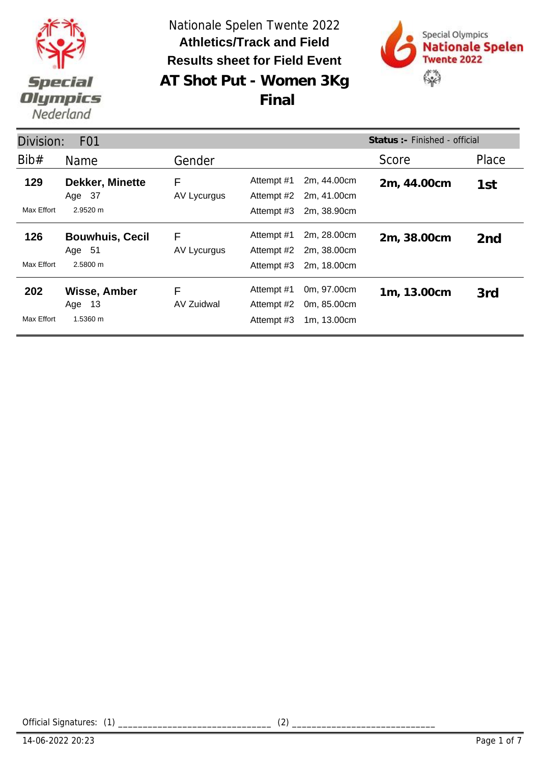Nationale Spelen Twente 2022

**Athletics/Track and Field**

**Results sheet for Field Event**

# AT Shot Put - Women 3Kg

## Final

Division: F01 — **Status :-** Finished - official

| Bib# | Name | Gender | | | Score | Place |
|---|---|---|---|---|---|---|
| **129** | **Dekker, Minette** | F | Attempt #1 | 2m, 44.00cm | **2m, 44.00cm** | **1st** |
| | Age 37 | AV Lycurgus | Attempt #2 | 2m, 41.00cm | | |
| Max Effort | 2.9520 m | | Attempt #3 | 2m, 38.90cm | | |
| **126** | **Bouwhuis, Cecil** | F | Attempt #1 | 2m, 28.00cm | **2m, 38.00cm** | **2nd** |
| | Age 51 | AV Lycurgus | Attempt #2 | 2m, 38.00cm | | |
| Max Effort | 2.5800 m | | Attempt #3 | 2m, 18.00cm | | |
| **202** | **Wisse, Amber** | F | Attempt #1 | 0m, 97.00cm | **1m, 13.00cm** | **3rd** |
| | Age 13 | AV Zuidwal | Attempt #2 | 0m, 85.00cm | | |
| Max Effort | 1.5360 m | | Attempt #3 | 1m, 13.00cm | | |

Official Signatures: (1) ______________________________ (2) ____________________________

14-06-2022 20:23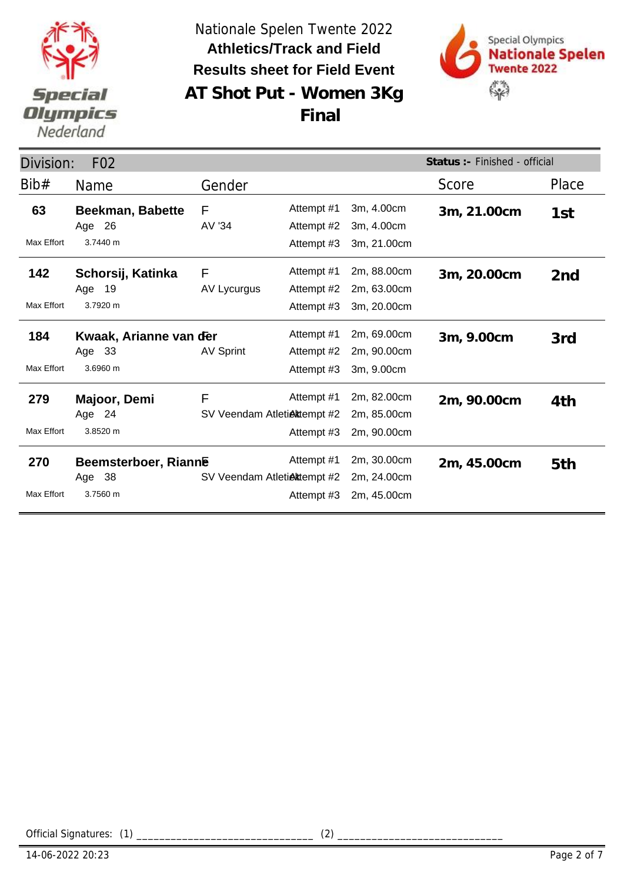Nationale Spelen Twente 2022

**Athletics/Track and Field**

**Results sheet for Field Event**

# AT Shot Put - Women 3Kg

## Final

Division: F02 — **Status :-** Finished - official

| Bib# | Name | Gender | Attempt | | Score | Place |
|---|---|---|---|---|---|---|
| **63** | **Beekman, Babette** | F | Attempt #1 | 3m, 4.00cm | **3m, 21.00cm** | **1st** |
| | Age 26 | AV '34 | Attempt #2 | 3m, 4.00cm | | |
| Max Effort | 3.7440 m | | Attempt #3 | 3m, 21.00cm | | |
| **142** | **Schorsij, Katinka** | F | Attempt #1 | 2m, 88.00cm | **3m, 20.00cm** | **2nd** |
| | Age 19 | AV Lycurgus | Attempt #2 | 2m, 63.00cm | | |
| Max Effort | 3.7920 m | | Attempt #3 | 3m, 20.00cm | | |
| **184** | **Kwaak, Arianne van der** | F | Attempt #1 | 2m, 69.00cm | **3m, 9.00cm** | **3rd** |
| | Age 33 | AV Sprint | Attempt #2 | 2m, 90.00cm | | |
| Max Effort | 3.6960 m | | Attempt #3 | 3m, 9.00cm | | |
| **279** | **Majoor, Demi** | F | Attempt #1 | 2m, 82.00cm | **2m, 90.00cm** | **4th** |
| | Age 24 | SV Veendam Atletiek | Attempt #2 | 2m, 85.00cm | | |
| Max Effort | 3.8520 m | | Attempt #3 | 2m, 90.00cm | | |
| **270** | **Beemsterboer, Rianne** | F | Attempt #1 | 2m, 30.00cm | **2m, 45.00cm** | **5th** |
| | Age 38 | SV Veendam Atletiek | Attempt #2 | 2m, 24.00cm | | |
| Max Effort | 3.7560 m | | Attempt #3 | 2m, 45.00cm | | |

Official Signatures: (1) ______________________________ (2) ____________________________

14-06-2022 20:23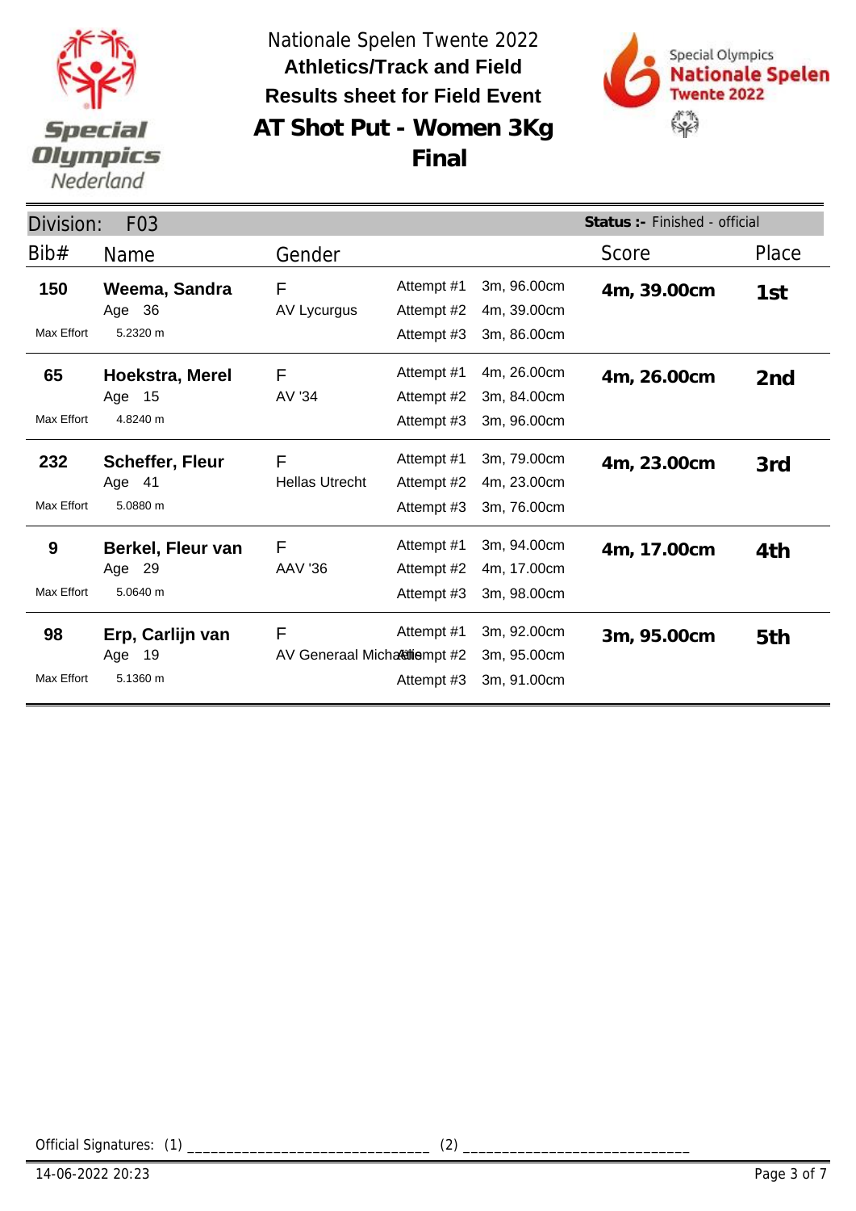Nationale Spelen Twente 2022

**Athletics/Track and Field**

**Results sheet for Field Event**

# AT Shot Put - Women 3Kg Final

Division: F03

**Status :-** Finished - official

| Bib# | Name | Gender | | | Score | Place |
|---|---|---|---|---|---|---|
| **150** | **Weema, Sandra** | F | Attempt #1 | 3m, 96.00cm | **4m, 39.00cm** | **1st** |
| | Age 36 | AV Lycurgus | Attempt #2 | 4m, 39.00cm | | |
| Max Effort | 5.2320 m | | Attempt #3 | 3m, 86.00cm | | |
| **65** | **Hoekstra, Merel** | F | Attempt #1 | 4m, 26.00cm | **4m, 26.00cm** | **2nd** |
| | Age 15 | AV '34 | Attempt #2 | 3m, 84.00cm | | |
| Max Effort | 4.8240 m | | Attempt #3 | 3m, 96.00cm | | |
| **232** | **Scheffer, Fleur** | F | Attempt #1 | 3m, 79.00cm | **4m, 23.00cm** | **3rd** |
| | Age 41 | Hellas Utrecht | Attempt #2 | 4m, 23.00cm | | |
| Max Effort | 5.0880 m | | Attempt #3 | 3m, 76.00cm | | |
| **9** | **Berkel, Fleur van** | F | Attempt #1 | 3m, 94.00cm | **4m, 17.00cm** | **4th** |
| | Age 29 | AAV '36 | Attempt #2 | 4m, 17.00cm | | |
| Max Effort | 5.0640 m | | Attempt #3 | 3m, 98.00cm | | |
| **98** | **Erp, Carlijn van** | F | Attempt #1 | 3m, 92.00cm | **3m, 95.00cm** | **5th** |
| | Age 19 | AV Generaal Michaëlis | Attempt #2 | 3m, 95.00cm | | |
| Max Effort | 5.1360 m | | Attempt #3 | 3m, 91.00cm | | |

Official Signatures: (1) ______________________________ (2) ____________________________

14-06-2022 20:23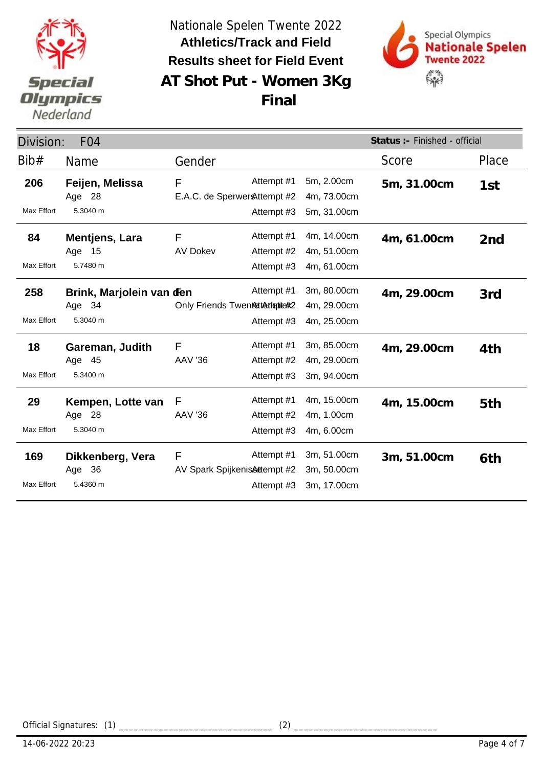Nationale Spelen Twente 2022

**Athletics/Track and Field**

**Results sheet for Field Event**

# AT Shot Put - Women 3Kg

## Final

**Division:** F04 — **Status :-** Finished - official

| Bib# | Name | Gender | Attempt | Result | Score | Place |
|---|---|---|---|---|---|---|
| 206 | **Feijen, Melissa** | F | Attempt #1 | 5m, 2.00cm | **5m, 31.00cm** | **1st** |
| | Age 28 | E.A.C. de Sperwers | Attempt #2 | 4m, 73.00cm | | |
| Max Effort | 5.3040 m | | Attempt #3 | 5m, 31.00cm | | |
| 84 | **Mentjens, Lara** | F | Attempt #1 | 4m, 14.00cm | **4m, 61.00cm** | **2nd** |
| | Age 15 | AV Dokev | Attempt #2 | 4m, 51.00cm | | |
| Max Effort | 5.7480 m | | Attempt #3 | 4m, 61.00cm | | |
| 258 | **Brink, Marjolein van den** | F | Attempt #1 | 3m, 80.00cm | **4m, 29.00cm** | **3rd** |
| | Age 34 | Only Friends Twente | Attempt #2 | 4m, 29.00cm | | |
| Max Effort | 5.3040 m | | Attempt #3 | 4m, 25.00cm | | |
| 18 | **Gareman, Judith** | F | Attempt #1 | 3m, 85.00cm | **4m, 29.00cm** | **4th** |
| | Age 45 | AAV '36 | Attempt #2 | 4m, 29.00cm | | |
| Max Effort | 5.3400 m | | Attempt #3 | 3m, 94.00cm | | |
| 29 | **Kempen, Lotte van** | F | Attempt #1 | 4m, 15.00cm | **4m, 15.00cm** | **5th** |
| | Age 28 | AAV '36 | Attempt #2 | 4m, 1.00cm | | |
| Max Effort | 5.3040 m | | Attempt #3 | 4m, 6.00cm | | |
| 169 | **Dikkenberg, Vera** | F | Attempt #1 | 3m, 51.00cm | **3m, 51.00cm** | **6th** |
| | Age 36 | AV Spark Spijkenisse | Attempt #2 | 3m, 50.00cm | | |
| Max Effort | 5.4360 m | | Attempt #3 | 3m, 17.00cm | | |

Official Signatures: (1) ______________________________ (2) ____________________________

14-06-2022 20:23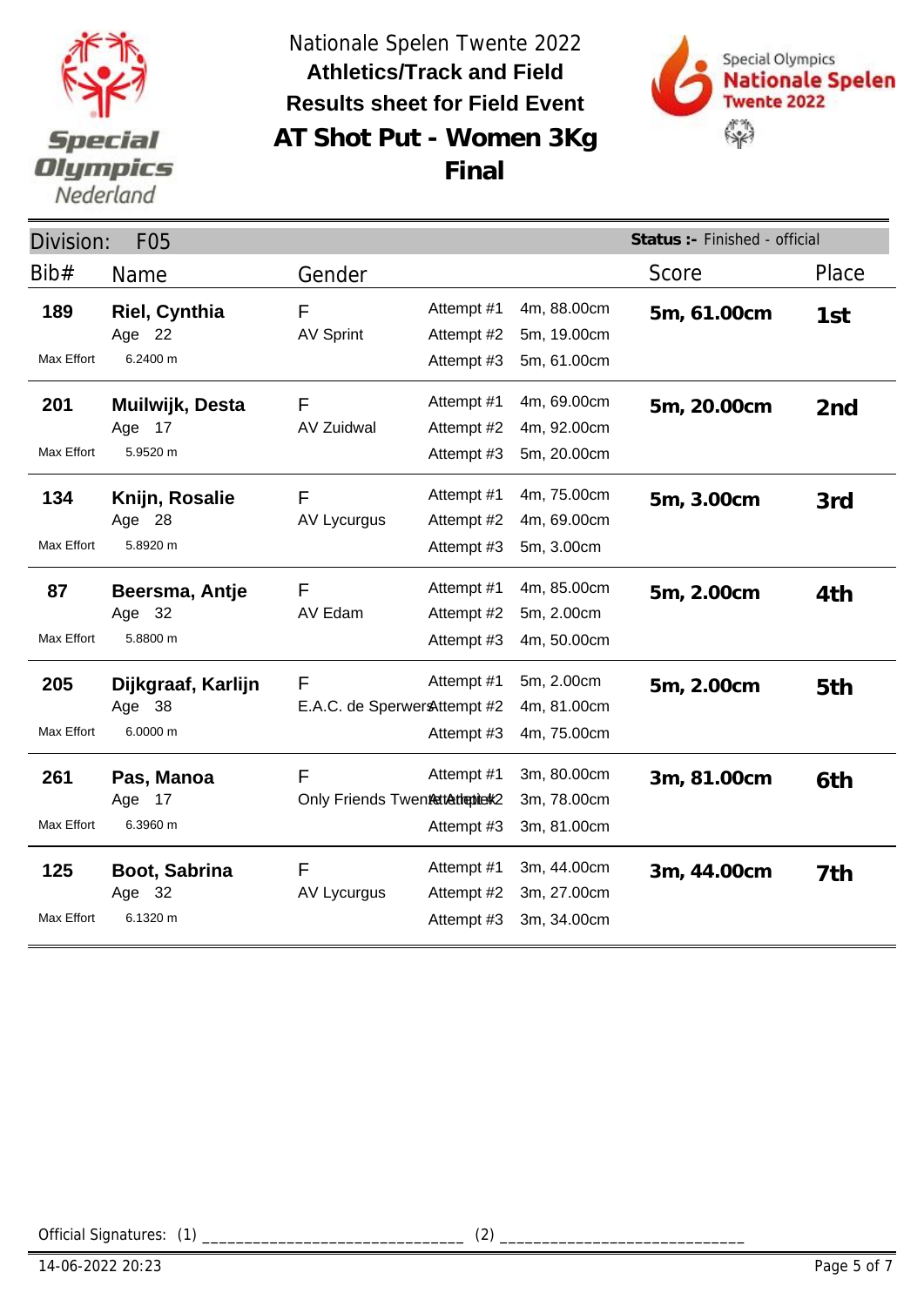Nationale Spelen Twente 2022

**Athletics/Track and Field**

**Results sheet for Field Event**

# AT Shot Put - Women 3Kg

## Final

Division: F05 **Status :-** Finished - official

| Bib# | Name | Gender | Attempt | Distance | Score | Place |
|---|---|---|---|---|---|---|
| **189** | **Riel, Cynthia** | F | Attempt #1 | 4m, 88.00cm | **5m, 61.00cm** | **1st** |
| | Age 22 | AV Sprint | Attempt #2 | 5m, 19.00cm | | |
| Max Effort | 6.2400 m | | Attempt #3 | 5m, 61.00cm | | |
| **201** | **Muilwijk, Desta** | F | Attempt #1 | 4m, 69.00cm | **5m, 20.00cm** | **2nd** |
| | Age 17 | AV Zuidwal | Attempt #2 | 4m, 92.00cm | | |
| Max Effort | 5.9520 m | | Attempt #3 | 5m, 20.00cm | | |
| **134** | **Knijn, Rosalie** | F | Attempt #1 | 4m, 75.00cm | **5m, 3.00cm** | **3rd** |
| | Age 28 | AV Lycurgus | Attempt #2 | 4m, 69.00cm | | |
| Max Effort | 5.8920 m | | Attempt #3 | 5m, 3.00cm | | |
| **87** | **Beersma, Antje** | F | Attempt #1 | 4m, 85.00cm | **5m, 2.00cm** | **4th** |
| | Age 32 | AV Edam | Attempt #2 | 5m, 2.00cm | | |
| Max Effort | 5.8800 m | | Attempt #3 | 4m, 50.00cm | | |
| **205** | **Dijkgraaf, Karlijn** | F | Attempt #1 | 5m, 2.00cm | **5m, 2.00cm** | **5th** |
| | Age 38 | E.A.C. de Sperwers | Attempt #2 | 4m, 81.00cm | | |
| Max Effort | 6.0000 m | | Attempt #3 | 4m, 75.00cm | | |
| **261** | **Pas, Manoa** | F | Attempt #1 | 3m, 80.00cm | **3m, 81.00cm** | **6th** |
| | Age 17 | Only Friends Twente Atletiek | Attempt #2 | 3m, 78.00cm | | |
| Max Effort | 6.3960 m | | Attempt #3 | 3m, 81.00cm | | |
| **125** | **Boot, Sabrina** | F | Attempt #1 | 3m, 44.00cm | **3m, 44.00cm** | **7th** |
| | Age 32 | AV Lycurgus | Attempt #2 | 3m, 27.00cm | | |
| Max Effort | 6.1320 m | | Attempt #3 | 3m, 34.00cm | | |

Official Signatures: (1) ______________________________ (2) ____________________________

14-06-2022 20:23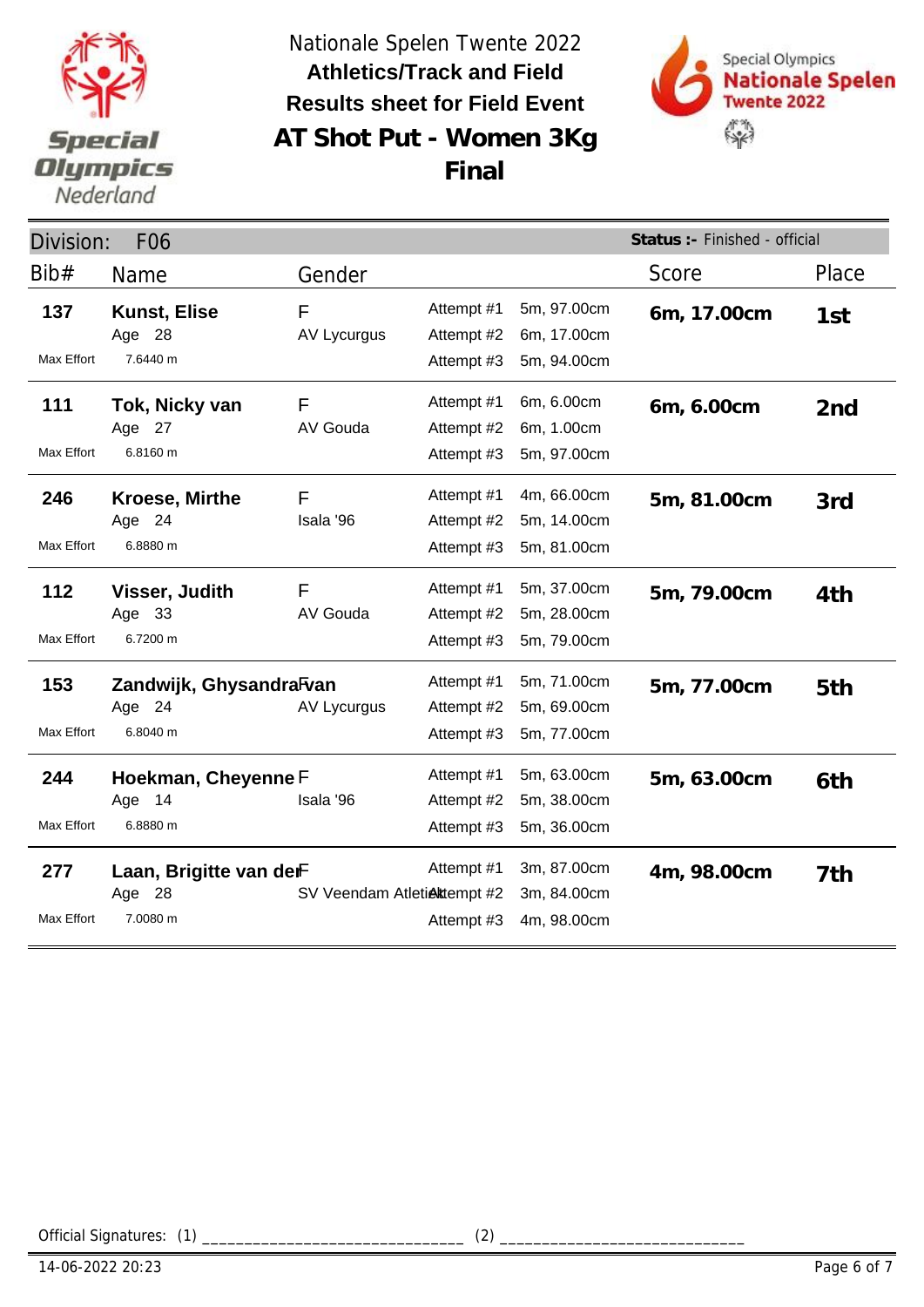# Nationale Spelen Twente 2022

## Athletics/Track and Field

## Results sheet for Field Event

## AT Shot Put - Women 3Kg

## Final

**Division:** F06

**Status :-** Finished - official

| Bib# | Name | Gender | Attempt | Result | Score | Place |
|---|---|---|---|---|---|---|
| **137** | **Kunst, Elise** | F | Attempt #1 | 5m, 97.00cm | **6m, 17.00cm** | **1st** |
| | Age 28 | AV Lycurgus | Attempt #2 | 6m, 17.00cm | | |
| Max Effort | 7.6440 m | | Attempt #3 | 5m, 94.00cm | | |
| **111** | **Tok, Nicky van** | F | Attempt #1 | 6m, 6.00cm | **6m, 6.00cm** | **2nd** |
| | Age 27 | AV Gouda | Attempt #2 | 6m, 1.00cm | | |
| Max Effort | 6.8160 m | | Attempt #3 | 5m, 97.00cm | | |
| **246** | **Kroese, Mirthe** | F | Attempt #1 | 4m, 66.00cm | **5m, 81.00cm** | **3rd** |
| | Age 24 | Isala '96 | Attempt #2 | 5m, 14.00cm | | |
| Max Effort | 6.8880 m | | Attempt #3 | 5m, 81.00cm | | |
| **112** | **Visser, Judith** | F | Attempt #1 | 5m, 37.00cm | **5m, 79.00cm** | **4th** |
| | Age 33 | AV Gouda | Attempt #2 | 5m, 28.00cm | | |
| Max Effort | 6.7200 m | | Attempt #3 | 5m, 79.00cm | | |
| **153** | **Zandwijk, Ghysandra van** | F | Attempt #1 | 5m, 71.00cm | **5m, 77.00cm** | **5th** |
| | Age 24 | AV Lycurgus | Attempt #2 | 5m, 69.00cm | | |
| Max Effort | 6.8040 m | | Attempt #3 | 5m, 77.00cm | | |
| **244** | **Hoekman, Cheyenne** | F | Attempt #1 | 5m, 63.00cm | **5m, 63.00cm** | **6th** |
| | Age 14 | Isala '96 | Attempt #2 | 5m, 38.00cm | | |
| Max Effort | 6.8880 m | | Attempt #3 | 5m, 36.00cm | | |
| **277** | **Laan, Brigitte van der** | F | Attempt #1 | 3m, 87.00cm | **4m, 98.00cm** | **7th** |
| | Age 28 | SV Veendam Atletiek | Attempt #2 | 3m, 84.00cm | | |
| Max Effort | 7.0080 m | | Attempt #3 | 4m, 98.00cm | | |

Official Signatures: (1) ______________________________ (2) ____________________________

14-06-2022 20:23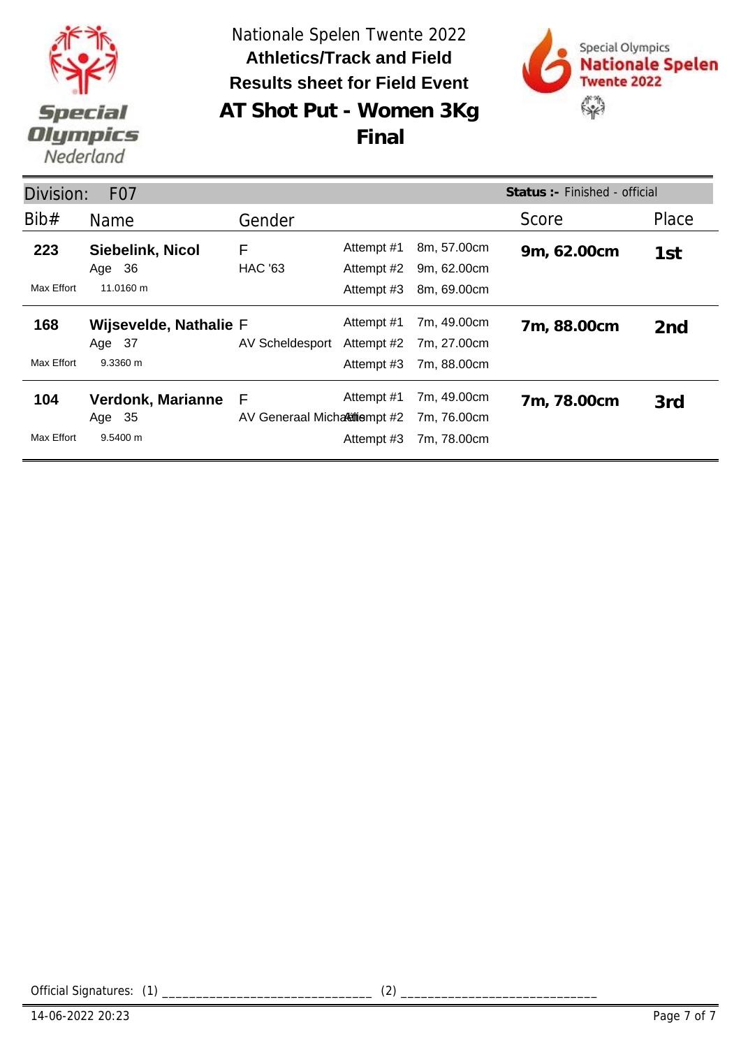Nationale Spelen Twente 2022

**Athletics/Track and Field**

**Results sheet for Field Event**

# AT Shot Put - Women 3Kg Final

Special Olympics Nederland

Special Olympics Nationale Spelen Twente 2022

Division: F07 | **Status :-** Finished - official

| Bib# | Name | Gender | | | Score | Place |
|---|---|---|---|---|---|---|
| **223** | **Siebelink, Nicol** | F | Attempt #1 | 8m, 57.00cm | **9m, 62.00cm** | **1st** |
| | Age 36 | HAC '63 | Attempt #2 | 9m, 62.00cm | | |
| Max Effort | 11.0160 m | | Attempt #3 | 8m, 69.00cm | | |
| **168** | **Wijsevelde, Nathalie** | F | Attempt #1 | 7m, 49.00cm | **7m, 88.00cm** | **2nd** |
| | Age 37 | AV Scheldesport | Attempt #2 | 7m, 27.00cm | | |
| Max Effort | 9.3360 m | | Attempt #3 | 7m, 88.00cm | | |
| **104** | **Verdonk, Marianne** | F | Attempt #1 | 7m, 49.00cm | **7m, 78.00cm** | **3rd** |
| | Age 35 | AV Generaal Michaëlis | Attempt #2 | 7m, 76.00cm | | |
| Max Effort | 9.5400 m | | Attempt #3 | 7m, 78.00cm | | |

Official Signatures: (1) ______________________________ (2) ____________________________

14-06-2022 20:23